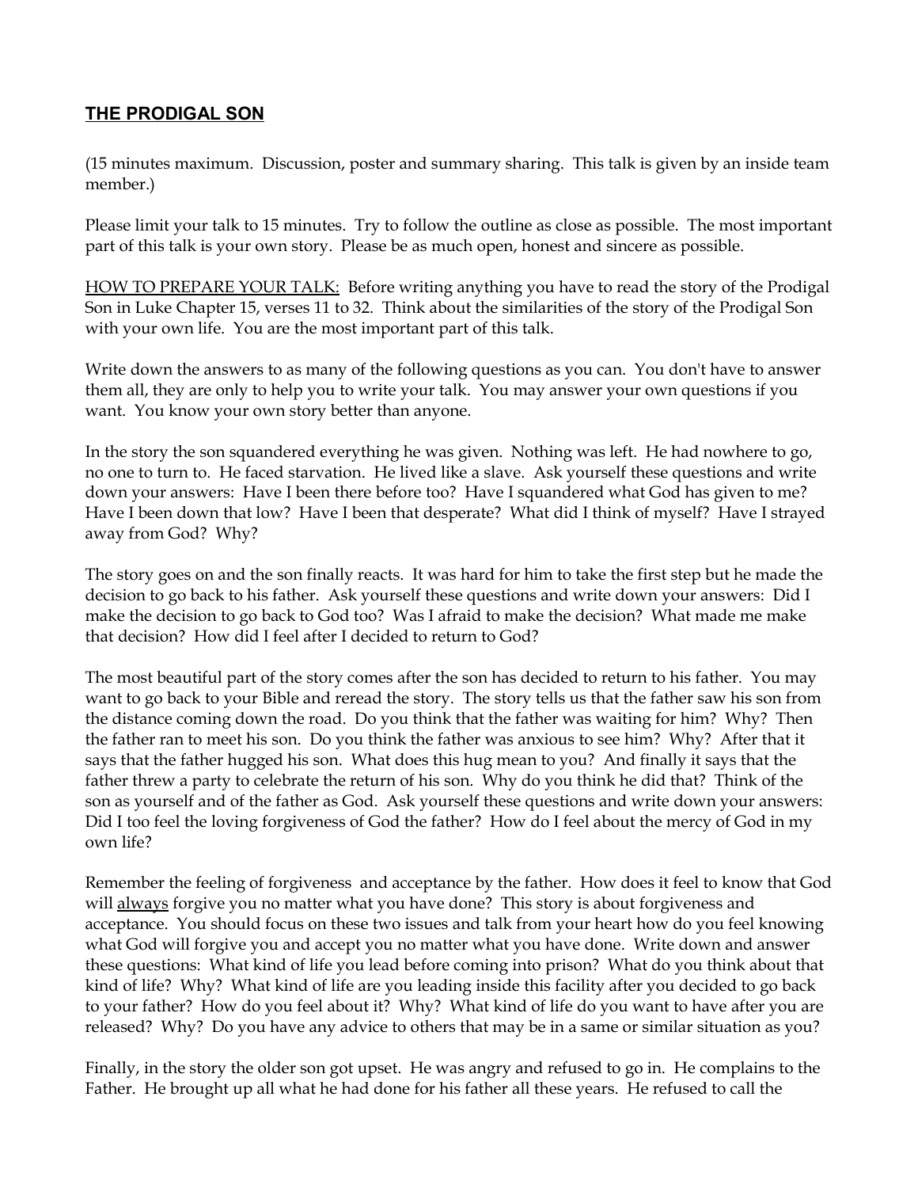## **THE PRODIGAL SON**

(15 minutes maximum. Discussion, poster and summary sharing. This talk is given by an inside team member.)

Please limit your talk to 15 minutes. Try to follow the outline as close as possible. The most important part of this talk is your own story. Please be as much open, honest and sincere as possible.

HOW TO PREPARE YOUR TALK: Before writing anything you have to read the story of the Prodigal Son in Luke Chapter 15, verses 11 to 32. Think about the similarities of the story of the Prodigal Son with your own life. You are the most important part of this talk.

Write down the answers to as many of the following questions as you can. You don't have to answer them all, they are only to help you to write your talk. You may answer your own questions if you want. You know your own story better than anyone.

In the story the son squandered everything he was given. Nothing was left. He had nowhere to go, no one to turn to. He faced starvation. He lived like a slave. Ask yourself these questions and write down your answers: Have I been there before too? Have I squandered what God has given to me? Have I been down that low? Have I been that desperate? What did I think of myself? Have I strayed away from God? Why?

The story goes on and the son finally reacts. It was hard for him to take the first step but he made the decision to go back to his father. Ask yourself these questions and write down your answers: Did I make the decision to go back to God too? Was I afraid to make the decision? What made me make that decision? How did I feel after I decided to return to God?

The most beautiful part of the story comes after the son has decided to return to his father. You may want to go back to your Bible and reread the story. The story tells us that the father saw his son from the distance coming down the road. Do you think that the father was waiting for him? Why? Then the father ran to meet his son. Do you think the father was anxious to see him? Why? After that it says that the father hugged his son. What does this hug mean to you? And finally it says that the father threw a party to celebrate the return of his son. Why do you think he did that? Think of the son as yourself and of the father as God. Ask yourself these questions and write down your answers: Did I too feel the loving forgiveness of God the father? How do I feel about the mercy of God in my own life?

Remember the feeling of forgiveness and acceptance by the father. How does it feel to know that God will <u>always</u> forgive you no matter what you have done? This story is about forgiveness and acceptance. You should focus on these two issues and talk from your heart how do you feel knowing what God will forgive you and accept you no matter what you have done. Write down and answer these questions: What kind of life you lead before coming into prison? What do you think about that kind of life? Why? What kind of life are you leading inside this facility after you decided to go back to your father? How do you feel about it? Why? What kind of life do you want to have after you are released? Why? Do you have any advice to others that may be in a same or similar situation as you?

Finally, in the story the older son got upset. He was angry and refused to go in. He complains to the Father. He brought up all what he had done for his father all these years. He refused to call the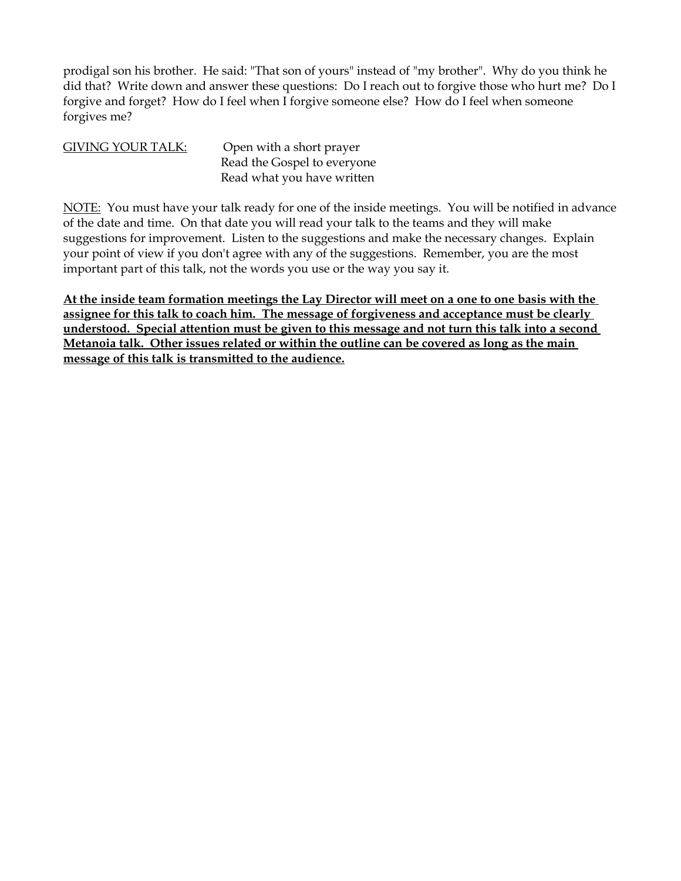prodigal son his brother. He said: "That son of yours" instead of "my brother". Why do you think he did that? Write down and answer these questions: Do I reach out to forgive those who hurt me? Do I forgive and forget? How do I feel when I forgive someone else? How do I feel when someone forgives me?

<u>GIVING YOUR TALK:</u> Open with a short prayer
Read the Gospel to everyone
Read what you have written

<u>NOTE:</u> You must have your talk ready for one of the inside meetings. You will be notified in advance of the date and time. On that date you will read your talk to the teams and they will make suggestions for improvement. Listen to the suggestions and make the necessary changes. Explain your point of view if you don't agree with any of the suggestions. Remember, you are the most important part of this talk, not the words you use or the way you say it.

<u>**At the inside team formation meetings the Lay Director will meet on a one to one basis with the assignee for this talk to coach him. The message of forgiveness and acceptance must be clearly understood. Special attention must be given to this message and not turn this talk into a second Metanoia talk. Other issues related or within the outline can be covered as long as the main message of this talk is transmitted to the audience.**</u>